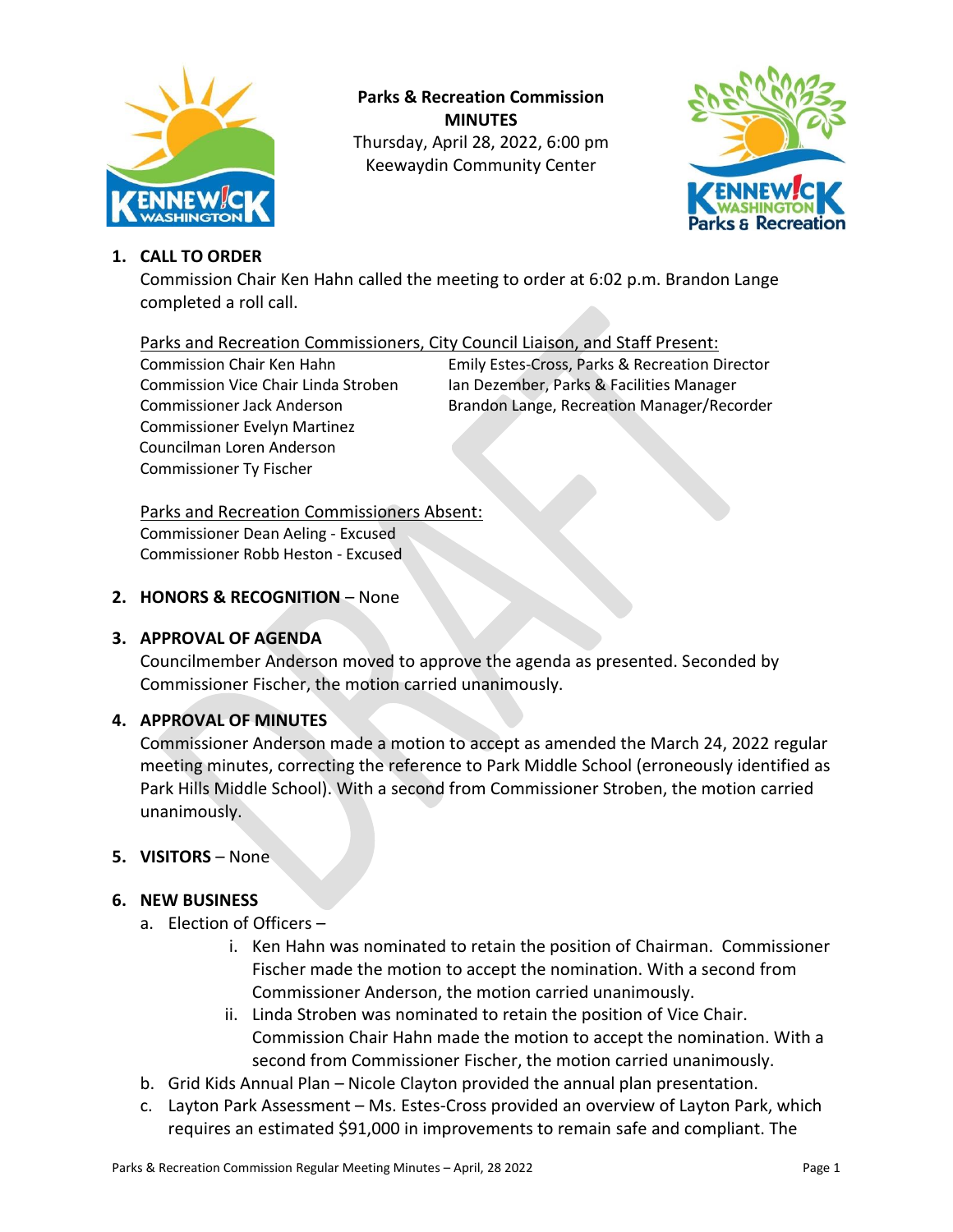**Parks & Recreation Commission**
**MINUTES**
Thursday, April 28, 2022, 6:00 pm
Keewaydin Community Center

1. **CALL TO ORDER**

   Commission Chair Ken Hahn called the meeting to order at 6:02 p.m. Brandon Lange completed a roll call.

   Parks and Recreation Commissioners, City Council Liaison, and Staff Present:

   Commission Chair Ken Hahn
   Commission Vice Chair Linda Stroben
   Commissioner Jack Anderson
   Commissioner Evelyn Martinez
   Councilman Loren Anderson
   Commissioner Ty Fischer

   Emily Estes-Cross, Parks & Recreation Director
   Ian Dezember, Parks & Facilities Manager
   Brandon Lange, Recreation Manager/Recorder

   Parks and Recreation Commissioners Absent:

   Commissioner Dean Aeling - Excused
   Commissioner Robb Heston - Excused

2. **HONORS & RECOGNITION** – None

3. **APPROVAL OF AGENDA**

   Councilmember Anderson moved to approve the agenda as presented. Seconded by Commissioner Fischer, the motion carried unanimously.

4. **APPROVAL OF MINUTES**

   Commissioner Anderson made a motion to accept as amended the March 24, 2022 regular meeting minutes, correcting the reference to Park Middle School (erroneously identified as Park Hills Middle School). With a second from Commissioner Stroben, the motion carried unanimously.

5. **VISITORS** – None

6. **NEW BUSINESS**

   a. Election of Officers –

      i. Ken Hahn was nominated to retain the position of Chairman. Commissioner Fischer made the motion to accept the nomination. With a second from Commissioner Anderson, the motion carried unanimously.

      ii. Linda Stroben was nominated to retain the position of Vice Chair. Commission Chair Hahn made the motion to accept the nomination. With a second from Commissioner Fischer, the motion carried unanimously.

   b. Grid Kids Annual Plan – Nicole Clayton provided the annual plan presentation.

   c. Layton Park Assessment – Ms. Estes-Cross provided an overview of Layton Park, which requires an estimated $91,000 in improvements to remain safe and compliant. The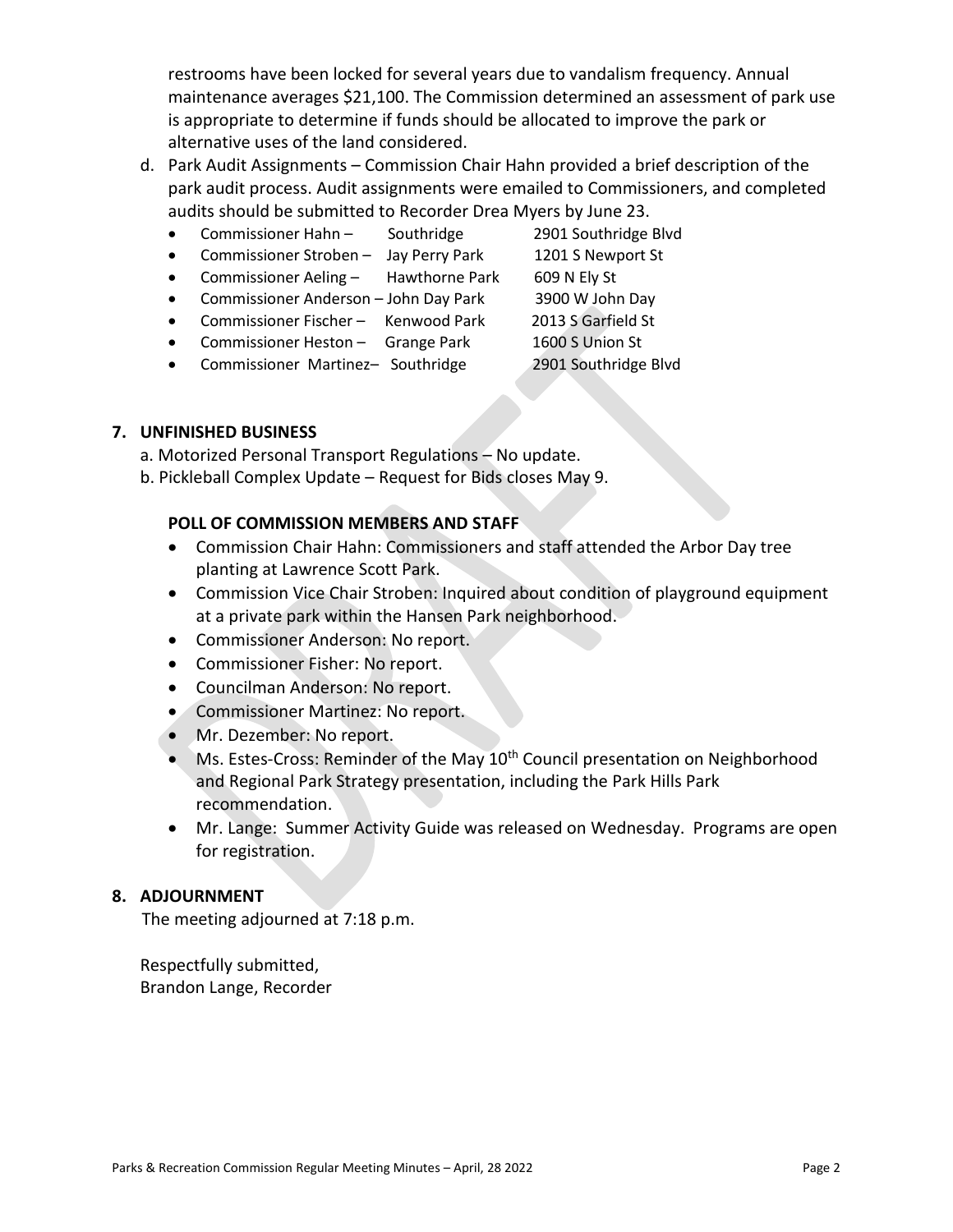restrooms have been locked for several years due to vandalism frequency. Annual maintenance averages $21,100. The Commission determined an assessment of park use is appropriate to determine if funds should be allocated to improve the park or alternative uses of the land considered.

d. Park Audit Assignments – Commission Chair Hahn provided a brief description of the park audit process. Audit assignments were emailed to Commissioners, and completed audits should be submitted to Recorder Drea Myers by June 23.
   - Commissioner Hahn – Southridge 2901 Southridge Blvd
   - Commissioner Stroben – Jay Perry Park 1201 S Newport St
   - Commissioner Aeling – Hawthorne Park 609 N Ely St
   - Commissioner Anderson – John Day Park 3900 W John Day
   - Commissioner Fischer – Kenwood Park 2013 S Garfield St
   - Commissioner Heston – Grange Park 1600 S Union St
   - Commissioner Martinez– Southridge 2901 Southridge Blvd

## 7. UNFINISHED BUSINESS

a. Motorized Personal Transport Regulations – No update.
b. Pickleball Complex Update – Request for Bids closes May 9.

### POLL OF COMMISSION MEMBERS AND STAFF

- Commission Chair Hahn: Commissioners and staff attended the Arbor Day tree planting at Lawrence Scott Park.
- Commission Vice Chair Stroben: Inquired about condition of playground equipment at a private park within the Hansen Park neighborhood.
- Commissioner Anderson: No report.
- Commissioner Fisher: No report.
- Councilman Anderson: No report.
- Commissioner Martinez: No report.
- Mr. Dezember: No report.
- Ms. Estes-Cross: Reminder of the May 10th Council presentation on Neighborhood and Regional Park Strategy presentation, including the Park Hills Park recommendation.
- Mr. Lange: Summer Activity Guide was released on Wednesday. Programs are open for registration.

## 8. ADJOURNMENT

The meeting adjourned at 7:18 p.m.

Respectfully submitted,
Brandon Lange, Recorder